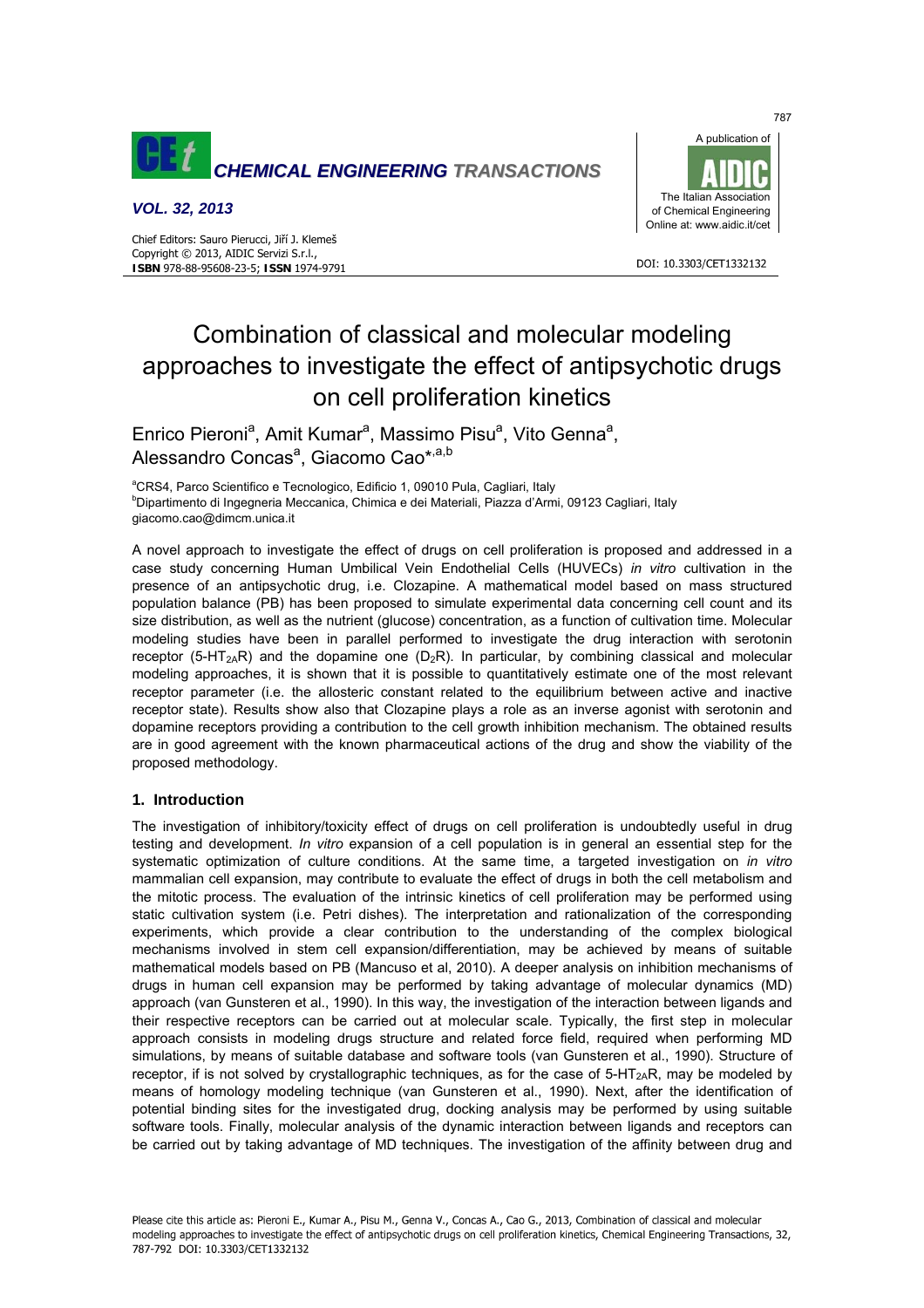# Combination of classical and molecular modeling approaches to investigate the effect of antipsychotic drugs on cell proliferation kinetics

Enrico Pieroni[a], Amit Kumar[a], Massimo Pisu[a], Vito Genna[a], Alessandro Concas[a], Giacomo Cao*[a,b]

[a]CRS4, Parco Scientifico e Tecnologico, Edificio 1, 09010 Pula, Cagliari, Italy
[b]Dipartimento di Ingegneria Meccanica, Chimica e dei Materiali, Piazza d'Armi, 09123 Cagliari, Italy
giacomo.cao@dimcm.unica.it

A novel approach to investigate the effect of drugs on cell proliferation is proposed and addressed in a case study concerning Human Umbilical Vein Endothelial Cells (HUVECs) *in vitro* cultivation in the presence of an antipsychotic drug, i.e. Clozapine. A mathematical model based on mass structured population balance (PB) has been proposed to simulate experimental data concerning cell count and its size distribution, as well as the nutrient (glucose) concentration, as a function of cultivation time. Molecular modeling studies have been in parallel performed to investigate the drug interaction with serotonin receptor (5-HT$_{2A}$R) and the dopamine one (D$_2$R). In particular, by combining classical and molecular modeling approaches, it is shown that it is possible to quantitatively estimate one of the most relevant receptor parameter (i.e. the allosteric constant related to the equilibrium between active and inactive receptor state). Results show also that Clozapine plays a role as an inverse agonist with serotonin and dopamine receptors providing a contribution to the cell growth inhibition mechanism. The obtained results are in good agreement with the known pharmaceutical actions of the drug and show the viability of the proposed methodology.

## 1. Introduction

The investigation of inhibitory/toxicity effect of drugs on cell proliferation is undoubtedly useful in drug testing and development. *In vitro* expansion of a cell population is in general an essential step for the systematic optimization of culture conditions. At the same time, a targeted investigation on *in vitro* mammalian cell expansion, may contribute to evaluate the effect of drugs in both the cell metabolism and the mitotic process. The evaluation of the intrinsic kinetics of cell proliferation may be performed using static cultivation system (i.e. Petri dishes). The interpretation and rationalization of the corresponding experiments, which provide a clear contribution to the understanding of the complex biological mechanisms involved in stem cell expansion/differentiation, may be achieved by means of suitable mathematical models based on PB (Mancuso et al, 2010). A deeper analysis on inhibition mechanisms of drugs in human cell expansion may be performed by taking advantage of molecular dynamics (MD) approach (van Gunsteren et al., 1990). In this way, the investigation of the interaction between ligands and their respective receptors can be carried out at molecular scale. Typically, the first step in molecular approach consists in modeling drugs structure and related force field, required when performing MD simulations, by means of suitable database and software tools (van Gunsteren et al., 1990). Structure of receptor, if is not solved by crystallographic techniques, as for the case of 5-HT$_{2A}$R, may be modeled by means of homology modeling technique (van Gunsteren et al., 1990). Next, after the identification of potential binding sites for the investigated drug, docking analysis may be performed by using suitable software tools. Finally, molecular analysis of the dynamic interaction between ligands and receptors can be carried out by taking advantage of MD techniques. The investigation of the affinity between drug and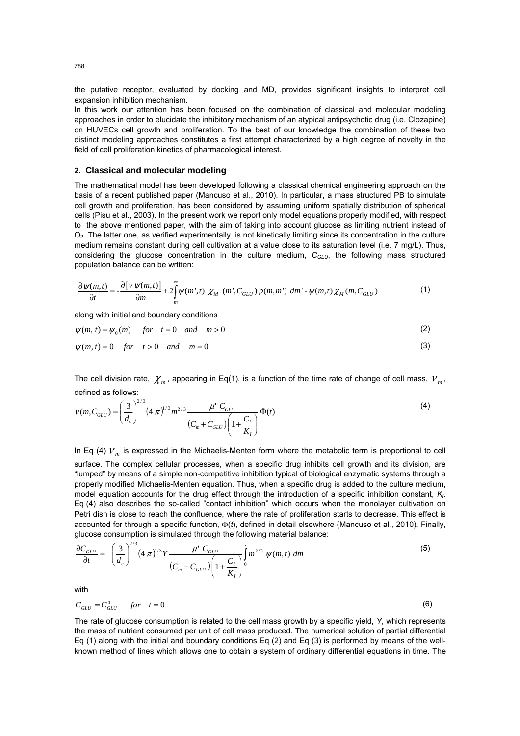the putative receptor, evaluated by docking and MD, provides significant insights to interpret cell expansion inhibition mechanism.

In this work our attention has been focused on the combination of classical and molecular modeling approaches in order to elucidate the inhibitory mechanism of an atypical antipsychotic drug (i.e. Clozapine) on HUVECs cell growth and proliferation. To the best of our knowledge the combination of these two distinct modeling approaches constitutes a first attempt characterized by a high degree of novelty in the field of cell proliferation kinetics of pharmacological interest.

## 2. Classical and molecular modeling

The mathematical model has been developed following a classical chemical engineering approach on the basis of a recent published paper (Mancuso et al., 2010). In particular, a mass structured PB to simulate cell growth and proliferation, has been considered by assuming uniform spatially distribution of spherical cells (Pisu et al., 2003). In the present work we report only model equations properly modified, with respect to the above mentioned paper, with the aim of taking into account glucose as limiting nutrient instead of $O_2$. The latter one, as verified experimentally, is not kinetically limiting since its concentration in the culture medium remains constant during cell cultivation at a value close to its saturation level (i.e. 7 mg/L). Thus, considering the glucose concentration in the culture medium, $C_{GLU}$, the following mass structured population balance can be written:

$$\frac{\partial \psi(m,t)}{\partial t} = -\frac{\partial \left[ v\, \psi(m,t) \right]}{\partial m} + 2\int_{m}^{\infty} \psi(m',t)\; \chi_M\; (m', C_{GLU})\, p(m,m')\; dm' - \psi(m,t)\, \chi_M(m, C_{GLU}) \tag{1}$$

along with initial and boundary conditions

$$\psi(m,t) = \psi_0(m) \quad for \quad t = 0 \quad and \quad m > 0 \tag{2}$$

$$\psi(m,t) = 0 \quad for \quad t > 0 \quad and \quad m = 0 \tag{3}$$

The cell division rate, $\chi_m$, appearing in Eq(1), is a function of the time rate of change of cell mass, $v_m$, defined as follows:

$$v(m, C_{GLU}) = \left( \frac{3}{d_c} \right)^{2/3} (4\,\pi)^{1/3} m^{2/3} \frac{\mu'\; C_{GLU}}{\left( C_m + C_{GLU} \right)\left( 1 + \dfrac{C_I}{K_I} \right)}\, \Phi(t) \tag{4}$$

In Eq (4) $v_m$ is expressed in the Michaelis-Menten form where the metabolic term is proportional to cell surface. The complex cellular processes, when a specific drug inhibits cell growth and its division, are "lumped" by means of a simple non-competitive inhibition typical of biological enzymatic systems through a properly modified Michaelis-Menten equation. Thus, when a specific drug is added to the culture medium, model equation accounts for the drug effect through the introduction of a specific inhibition constant, $K_I$. Eq (4) also describes the so-called "contact inhibition" which occurs when the monolayer cultivation on Petri dish is close to reach the confluence, where the rate of proliferation starts to decrease. This effect is accounted for through a specific function, $\Phi(t)$, defined in detail elsewhere (Mancuso et al., 2010). Finally, glucose consumption is simulated through the following material balance:

$$\frac{\partial C_{GLU}}{\partial t} = -\left( \frac{3}{d_c} \right)^{2/3} (4\,\pi)^{1/3} Y \frac{\mu'\; C_{GLU}}{\left( C_m + C_{GLU} \right)\left( 1 + \dfrac{C_I}{K_I} \right)} \int_0^{\infty} m^{2/3}\; \psi(m,t)\; dm \tag{5}$$

with

$$C_{GLU} = C_{GLU}^{0} \qquad for \quad t = 0 \tag{6}$$

The rate of glucose consumption is related to the cell mass growth by a specific yield, $Y$, which represents the mass of nutrient consumed per unit of cell mass produced. The numerical solution of partial differential Eq (1) along with the initial and boundary conditions Eq (2) and Eq (3) is performed by means of the well-known method of lines which allows one to obtain a system of ordinary differential equations in time. The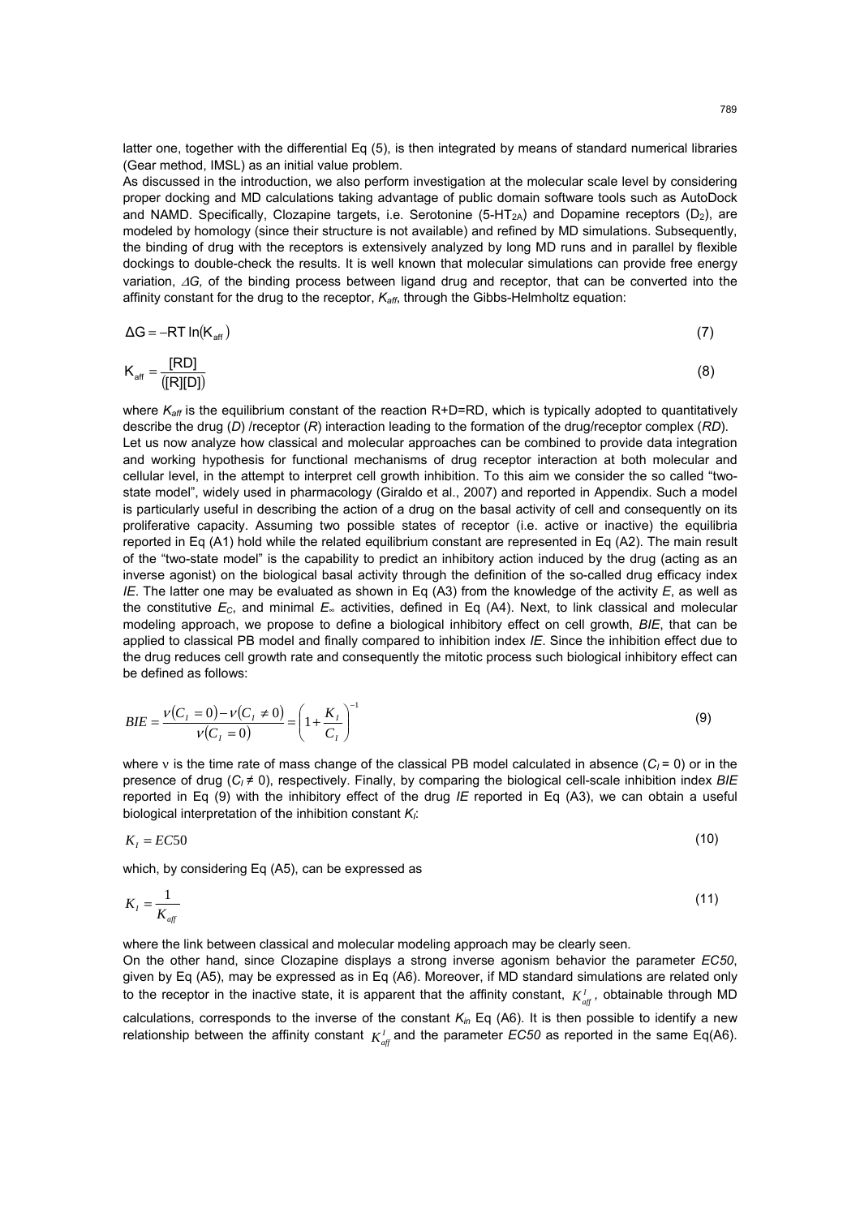latter one, together with the differential Eq (5), is then integrated by means of standard numerical libraries (Gear method, IMSL) as an initial value problem.

As discussed in the introduction, we also perform investigation at the molecular scale level by considering proper docking and MD calculations taking advantage of public domain software tools such as AutoDock and NAMD. Specifically, Clozapine targets, i.e. Serotonine ($5\text{-}HT_{2A}$) and Dopamine receptors ($D_2$), are modeled by homology (since their structure is not available) and refined by MD simulations. Subsequently, the binding of drug with the receptors is extensively analyzed by long MD runs and in parallel by flexible dockings to double-check the results. It is well known that molecular simulations can provide free energy variation, $\Delta G$, of the binding process between ligand drug and receptor, that can be converted into the affinity constant for the drug to the receptor, $K_{aff}$, through the Gibbs-Helmholtz equation:

$$\Delta G = -RT \ln(K_{aff}) \tag{7}$$

$$K_{aff} = \frac{[RD]}{([R][D])} \tag{8}$$

where $K_{aff}$ is the equilibrium constant of the reaction R+D=RD, which is typically adopted to quantitatively describe the drug ($D$) /receptor ($R$) interaction leading to the formation of the drug/receptor complex ($RD$).

Let us now analyze how classical and molecular approaches can be combined to provide data integration and working hypothesis for functional mechanisms of drug receptor interaction at both molecular and cellular level, in the attempt to interpret cell growth inhibition. To this aim we consider the so called "two-state model", widely used in pharmacology (Giraldo et al., 2007) and reported in Appendix. Such a model is particularly useful in describing the action of a drug on the basal activity of cell and consequently on its proliferative capacity. Assuming two possible states of receptor (i.e. active or inactive) the equilibria reported in Eq (A1) hold while the related equilibrium constant are represented in Eq (A2). The main result of the "two-state model" is the capability to predict an inhibitory action induced by the drug (acting as an inverse agonist) on the biological basal activity through the definition of the so-called drug efficacy index $IE$. The latter one may be evaluated as shown in Eq (A3) from the knowledge of the activity $E$, as well as the constitutive $E_C$, and minimal $E_\infty$ activities, defined in Eq (A4). Next, to link classical and molecular modeling approach, we propose to define a biological inhibitory effect on cell growth, $BIE$, that can be applied to classical PB model and finally compared to inhibition index $IE$. Since the inhibition effect due to the drug reduces cell growth rate and consequently the mitotic process such biological inhibitory effect can be defined as follows:

$$BIE = \frac{\nu(C_I = 0) - \nu(C_I \neq 0)}{\nu(C_I = 0)} = \left(1 + \frac{K_I}{C_I}\right)^{-1} \tag{9}$$

where $\nu$ is the time rate of mass change of the classical PB model calculated in absence ($C_I = 0$) or in the presence of drug ($C_I \neq 0$), respectively. Finally, by comparing the biological cell-scale inhibition index $BIE$ reported in Eq (9) with the inhibitory effect of the drug $IE$ reported in Eq (A3), we can obtain a useful biological interpretation of the inhibition constant $K_I$:

$$K_I = EC50 \tag{10}$$

which, by considering Eq (A5), can be expressed as

$$K_I = \frac{1}{K_{aff}} \tag{11}$$

where the link between classical and molecular modeling approach may be clearly seen.

On the other hand, since Clozapine displays a strong inverse agonism behavior the parameter $EC50$, given by Eq (A5), may be expressed as in Eq (A6). Moreover, if MD standard simulations are related only to the receptor in the inactive state, it is apparent that the affinity constant, $K_{aff}^{I}$, obtainable through MD calculations, corresponds to the inverse of the constant $K_{in}$ Eq (A6). It is then possible to identify a new relationship between the affinity constant $K_{aff}^{I}$ and the parameter $EC50$ as reported in the same Eq(A6).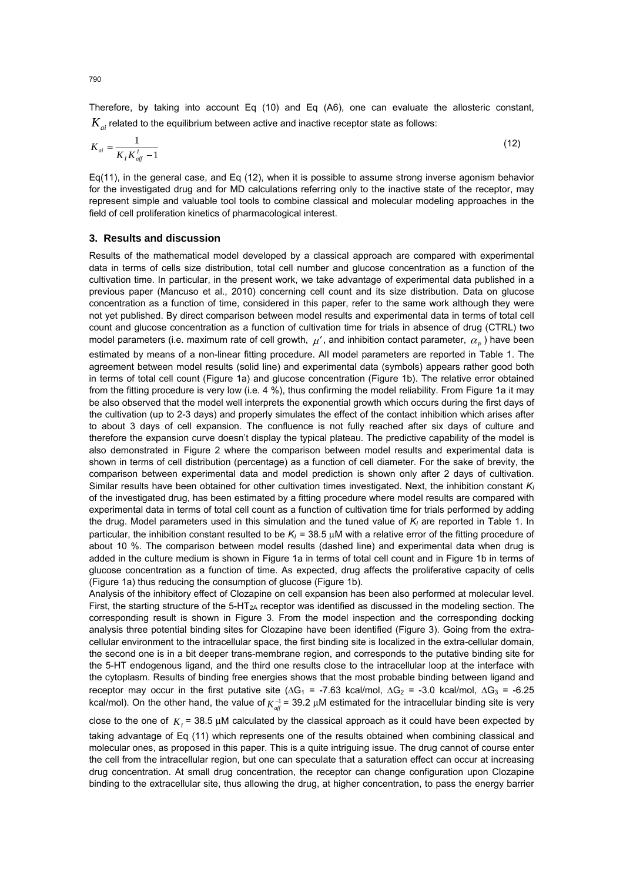Therefore, by taking into account Eq (10) and Eq (A6), one can evaluate the allosteric constant, $K_{ai}$ related to the equilibrium between active and inactive receptor state as follows:

$$K_{ai} = \frac{1}{K_I K_{aff}^I - 1} \tag{12}$$

Eq(11), in the general case, and Eq (12), when it is possible to assume strong inverse agonism behavior for the investigated drug and for MD calculations referring only to the inactive state of the receptor, may represent simple and valuable tool tools to combine classical and molecular modeling approaches in the field of cell proliferation kinetics of pharmacological interest.

## 3. Results and discussion

Results of the mathematical model developed by a classical approach are compared with experimental data in terms of cells size distribution, total cell number and glucose concentration as a function of the cultivation time. In particular, in the present work, we take advantage of experimental data published in a previous paper (Mancuso et al., 2010) concerning cell count and its size distribution. Data on glucose concentration as a function of time, considered in this paper, refer to the same work although they were not yet published. By direct comparison between model results and experimental data in terms of total cell count and glucose concentration as a function of cultivation time for trials in absence of drug (CTRL) two model parameters (i.e. maximum rate of cell growth, $\mu'$, and inhibition contact parameter, $\alpha_p$) have been estimated by means of a non-linear fitting procedure. All model parameters are reported in Table 1. The agreement between model results (solid line) and experimental data (symbols) appears rather good both in terms of total cell count (Figure 1a) and glucose concentration (Figure 1b). The relative error obtained from the fitting procedure is very low (i.e. 4 %), thus confirming the model reliability. From Figure 1a it may be also observed that the model well interprets the exponential growth which occurs during the first days of the cultivation (up to 2-3 days) and properly simulates the effect of the contact inhibition which arises after to about 3 days of cell expansion. The confluence is not fully reached after six days of culture and therefore the expansion curve doesn't display the typical plateau. The predictive capability of the model is also demonstrated in Figure 2 where the comparison between model results and experimental data is shown in terms of cell distribution (percentage) as a function of cell diameter. For the sake of brevity, the comparison between experimental data and model prediction is shown only after 2 days of cultivation. Similar results have been obtained for other cultivation times investigated. Next, the inhibition constant $K_I$ of the investigated drug, has been estimated by a fitting procedure where model results are compared with experimental data in terms of total cell count as a function of cultivation time for trials performed by adding the drug. Model parameters used in this simulation and the tuned value of $K_I$ are reported in Table 1. In particular, the inhibition constant resulted to be $K_I$ = 38.5 μM with a relative error of the fitting procedure of about 10 %. The comparison between model results (dashed line) and experimental data when drug is added in the culture medium is shown in Figure 1a in terms of total cell count and in Figure 1b in terms of glucose concentration as a function of time. As expected, drug affects the proliferative capacity of cells (Figure 1a) thus reducing the consumption of glucose (Figure 1b).

Analysis of the inhibitory effect of Clozapine on cell expansion has been also performed at molecular level. First, the starting structure of the 5-$HT_{2A}$ receptor was identified as discussed in the modeling section. The corresponding result is shown in Figure 3. From the model inspection and the corresponding docking analysis three potential binding sites for Clozapine have been identified (Figure 3). Going from the extra-cellular environment to the intracellular space, the first binding site is localized in the extra-cellular domain, the second one is in a bit deeper trans-membrane region, and corresponds to the putative binding site for the 5-HT endogenous ligand, and the third one results close to the intracellular loop at the interface with the cytoplasm. Results of binding free energies shows that the most probable binding between ligand and receptor may occur in the first putative site ($\Delta G_1$ = -7.63 kcal/mol, $\Delta G_2$ = -3.0 kcal/mol, $\Delta G_3$ = -6.25 kcal/mol). On the other hand, the value of $K_{aff}^{-1}$ = 39.2 μM estimated for the intracellular binding site is very close to the one of $K_I$ = 38.5 μM calculated by the classical approach as it could have been expected by taking advantage of Eq (11) which represents one of the results obtained when combining classical and molecular ones, as proposed in this paper. This is a quite intriguing issue. The drug cannot of course enter the cell from the intracellular region, but one can speculate that a saturation effect can occur at increasing drug concentration. At small drug concentration, the receptor can change configuration upon Clozapine binding to the extracellular site, thus allowing the drug, at higher concentration, to pass the energy barrier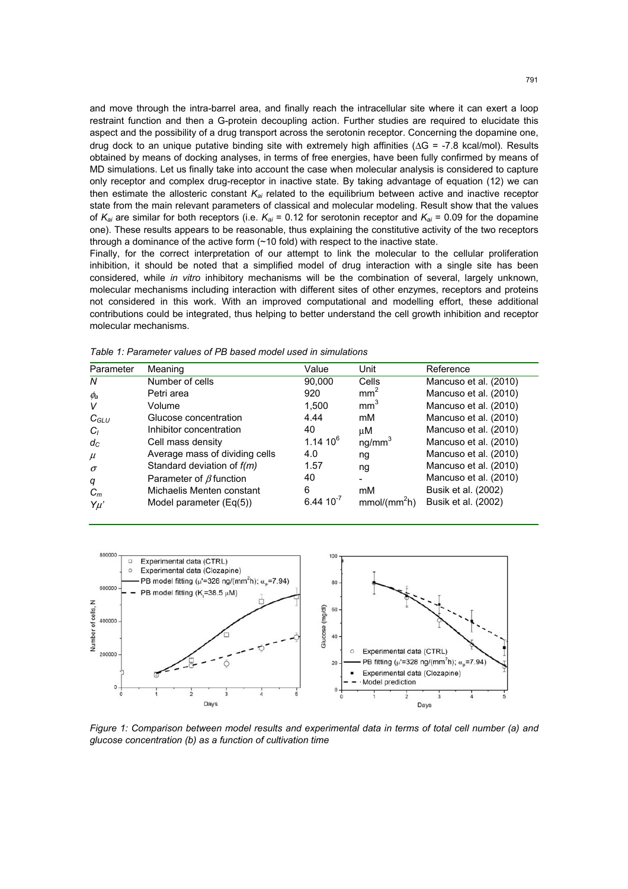and move through the intra-barrel area, and finally reach the intracellular site where it can exert a loop restraint function and then a G-protein decoupling action. Further studies are required to elucidate this aspect and the possibility of a drug transport across the serotonin receptor. Concerning the dopamine one, drug dock to an unique putative binding site with extremely high affinities ($\Delta G$ = -7.8 kcal/mol). Results obtained by means of docking analyses, in terms of free energies, have been fully confirmed by means of MD simulations. Let us finally take into account the case when molecular analysis is considered to capture only receptor and complex drug-receptor in inactive state. By taking advantage of equation (12) we can then estimate the allosteric constant $K_{ai}$ related to the equilibrium between active and inactive receptor state from the main relevant parameters of classical and molecular modeling. Result show that the values of $K_{ai}$ are similar for both receptors (i.e. $K_{ai}$ = 0.12 for serotonin receptor and $K_{ai}$ = 0.09 for the dopamine one). These results appears to be reasonable, thus explaining the constitutive activity of the two receptors through a dominance of the active form (~10 fold) with respect to the inactive state.

Finally, for the correct interpretation of our attempt to link the molecular to the cellular proliferation inhibition, it should be noted that a simplified model of drug interaction with a single site has been considered, while *in vitro* inhibitory mechanisms will be the combination of several, largely unknown, molecular mechanisms including interaction with different sites of other enzymes, receptors and proteins not considered in this work. With an improved computational and modelling effort, these additional contributions could be integrated, thus helping to better understand the cell growth inhibition and receptor molecular mechanisms.

*Table 1: Parameter values of PB based model used in simulations*

| Parameter | Meaning | Value | Unit | Reference |
|---|---|---|---|---|
| $N$ | Number of cells | 90,000 | Cells | Mancuso et al. (2010) |
| $\phi_a$ | Petri area | 920 | $mm^2$ | Mancuso et al. (2010) |
| $V$ | Volume | 1,500 | $mm^3$ | Mancuso et al. (2010) |
| $C_{GLU}$ | Glucose concentration | 4.44 | mM | Mancuso et al. (2010) |
| $C_I$ | Inhibitor concentration | 40 | μM | Mancuso et al. (2010) |
| $d_C$ | Cell mass density | $1.14\ 10^6$ | $ng/mm^3$ | Mancuso et al. (2010) |
| $\mu$ | Average mass of dividing cells | 4.0 | ng | Mancuso et al. (2010) |
| $\sigma$ | Standard deviation of $f(m)$ | 1.57 | ng | Mancuso et al. (2010) |
| $q$ | Parameter of $\beta$ function | 40 | - | Mancuso et al. (2010) |
| $C_m$ | Michaelis Menten constant | 6 | mM | Busik et al. (2002) |
| $Y\mu'$ | Model parameter (Eq(5)) | $6.44\ 10^{-7}$ | $mmol/(mm^2h)$ | Busik et al. (2002) |

*Figure 1: Comparison between model results and experimental data in terms of total cell number (a) and glucose concentration (b) as a function of cultivation time*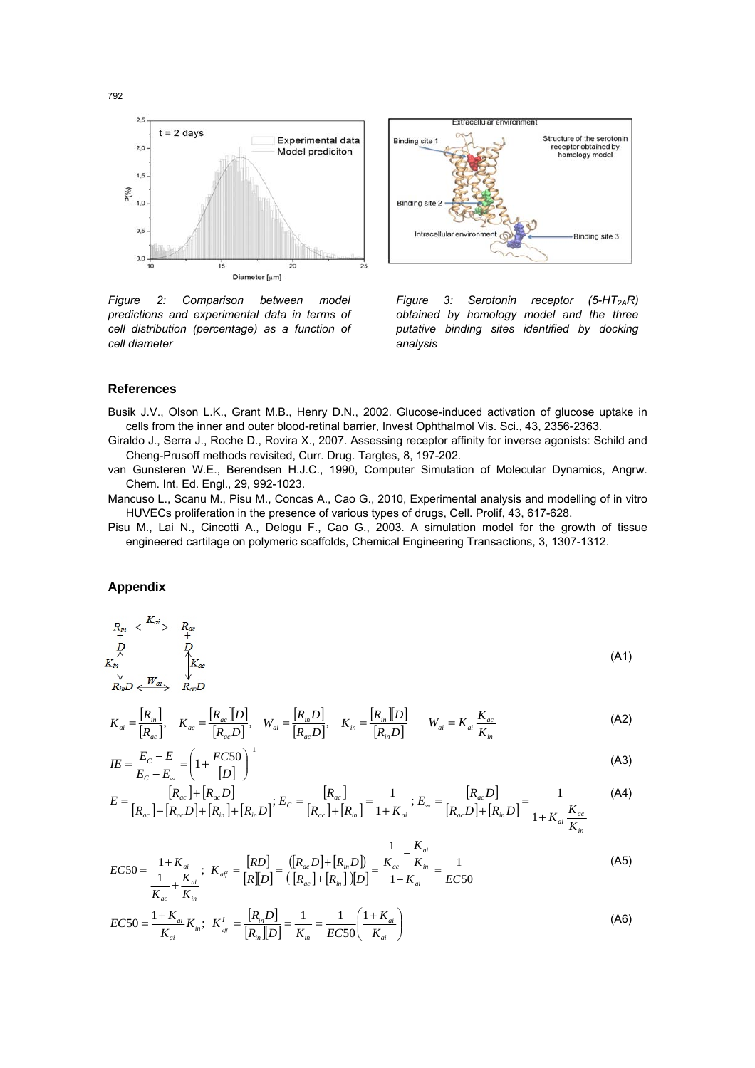t = 2 days

Experimental data

Model prediciton

P(%)

Diameter [μm]

*Figure 2: Comparison between model predictions and experimental data in terms of cell distribution (percentage) as a function of cell diameter*

Extracellular environment

Binding site 1

Structure of the serotonin receptor obtained by homology model

Binding site 2

Intracellular environment

Binding site 3

*Figure 3: Serotonin receptor (5-HT$_{2A}$R) obtained by homology model and the three putative binding sites identified by docking analysis*

## References

Busik J.V., Olson L.K., Grant M.B., Henry D.N., 2002. Glucose-induced activation of glucose uptake in cells from the inner and outer blood-retinal barrier, Invest Ophthalmol Vis. Sci., 43, 2356-2363.

Giraldo J., Serra J., Roche D., Rovira X., 2007. Assessing receptor affinity for inverse agonists: Schild and Cheng-Prusoff methods revisited, Curr. Drug. Targtes, 8, 197-202.

van Gunsteren W.E., Berendsen H.J.C., 1990, Computer Simulation of Molecular Dynamics, Angrw. Chem. Int. Ed. Engl., 29, 992-1023.

Mancuso L., Scanu M., Pisu M., Concas A., Cao G., 2010, Experimental analysis and modelling of in vitro HUVECs proliferation in the presence of various types of drugs, Cell. Prolif, 43, 617-628.

Pisu M., Lai N., Cincotti A., Delogu F., Cao G., 2003. A simulation model for the growth of tissue engineered cartilage on polymeric scaffolds, Chemical Engineering Transactions, 3, 1307-1312.

## Appendix

$$\begin{array}{ccc} R_{in} & \overset{K_{ai}}{\longleftrightarrow} & R_{ac} \\ + & & + \\ D & & D \\ K_{in}\updownarrow & & \updownarrow K_{ac} \\ R_{in}D & \overset{W_{ai}}{\longleftrightarrow} & R_{ac}D \end{array} \tag{A1}$$

$$K_{ai} = \frac{[R_{in}]}{[R_{ac}]}, \quad K_{ac} = \frac{[R_{ac}][D]}{[R_{ac}D]}, \quad W_{ai} = \frac{[R_{in}D]}{[R_{ac}D]}, \quad K_{in} = \frac{[R_{in}][D]}{[R_{in}D]} \qquad W_{ai} = K_{ai}\frac{K_{ac}}{K_{in}} \tag{A2}$$

$$IE = \frac{E_C - E}{E_C - E_\infty} = \left(1 + \frac{EC50}{[D]}\right)^{-1} \tag{A3}$$

$$E = \frac{[R_{ac}] + [R_{ac}D]}{[R_{ac}] + [R_{ac}D] + [R_{in}] + [R_{in}D]};\ E_C = \frac{[R_{ac}]}{[R_{ac}] + [R_{in}]} = \frac{1}{1 + K_{ai}};\ E_\infty = \frac{[R_{ac}D]}{[R_{ac}D] + [R_{in}D]} = \frac{1}{1 + K_{ai}\dfrac{K_{ac}}{K_{in}}} \tag{A4}$$

$$EC50 = \frac{1 + K_{ai}}{\dfrac{1}{K_{ac}} + \dfrac{K_{ai}}{K_{in}}};\ K_{aff} = \frac{[RD]}{[R][D]} = \frac{([R_{ac}D] + [R_{in}D])}{([R_{ac}] + [R_{in}])[D]} = \frac{\dfrac{1}{K_{ac}} + \dfrac{K_{ai}}{K_{in}}}{1 + K_{ai}} = \frac{1}{EC50} \tag{A5}$$

$$EC50 = \frac{1 + K_{ai}}{K_{ai}}K_{in};\ K_{aff}^{I} = \frac{[R_{in}D]}{[R_{in}][D]} = \frac{1}{K_{in}} = \frac{1}{EC50}\left(\frac{1 + K_{ai}}{K_{ai}}\right) \tag{A6}$$